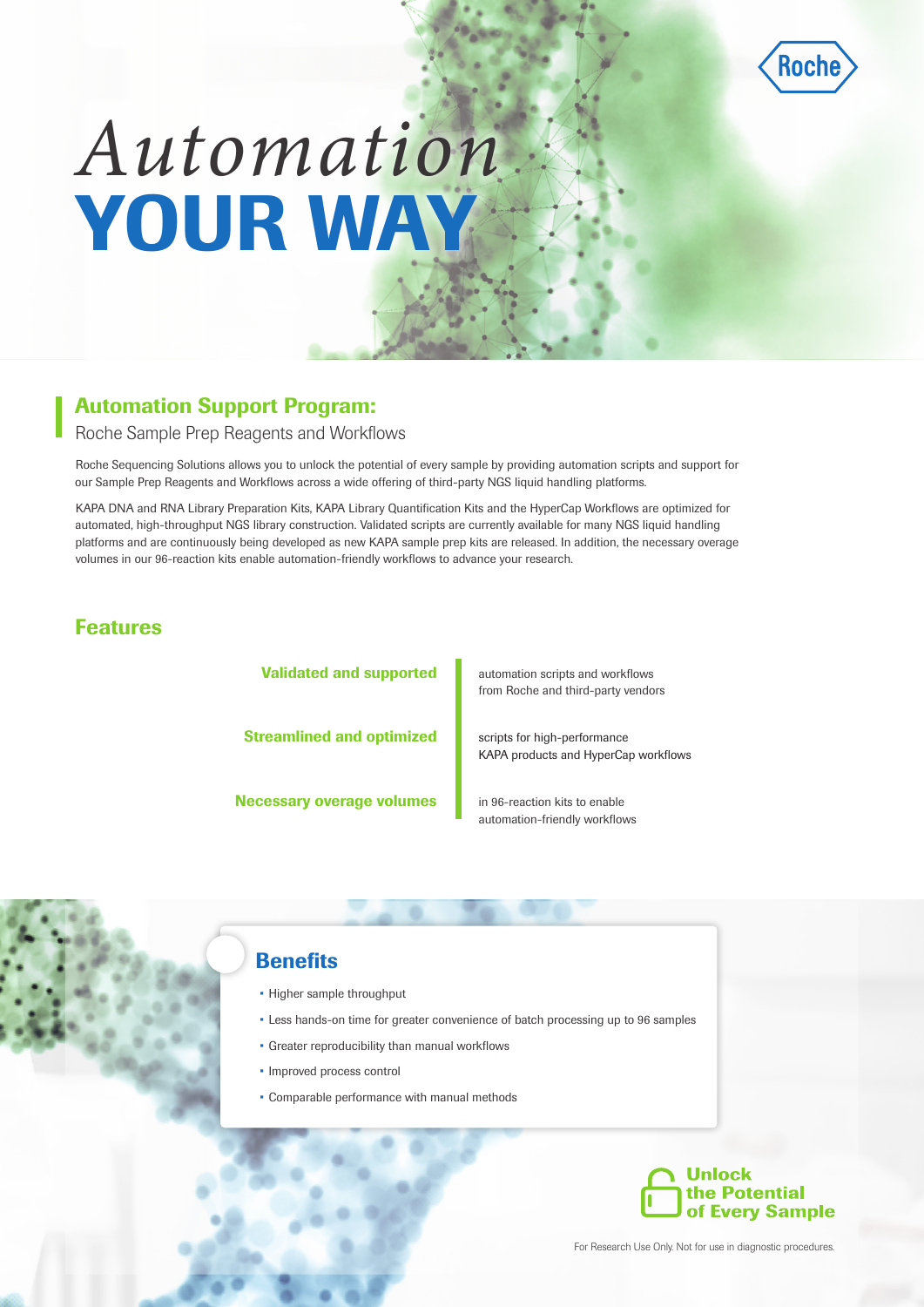Roche

# *Automation* YOUR WAY

## Automation Support Program:

Roche Sample Prep Reagents and Workflows

Roche Sequencing Solutions allows you to unlock the potential of every sample by providing automation scripts and support for our Sample Prep Reagents and Workflows across a wide offering of third-party NGS liquid handling platforms.

KAPA DNA and RNA Library Preparation Kits, KAPA Library Quantification Kits and the HyperCap Workflows are optimized for automated, high-throughput NGS library construction. Validated scripts are currently available for many NGS liquid handling platforms and are continuously being developed as new KAPA sample prep kits are released. In addition, the necessary overage volumes in our 96-reaction kits enable automation-friendly workflows to advance your research.

## Features

**Validated and supported** automation scripts and workflows from Roche and third-party vendors

**Streamlined and optimized** scripts for high-performance KAPA products and HyperCap workflows

**Necessary overage volumes** in 96-reaction kits to enable automation-friendly workflows

## Benefits

- Higher sample throughput
- Less hands-on time for greater convenience of batch processing up to 96 samples
- Greater reproducibility than manual workflows
- Improved process control
- Comparable performance with manual methods

**Unlock the Potential of Every Sample**

For Research Use Only. Not for use in diagnostic procedures.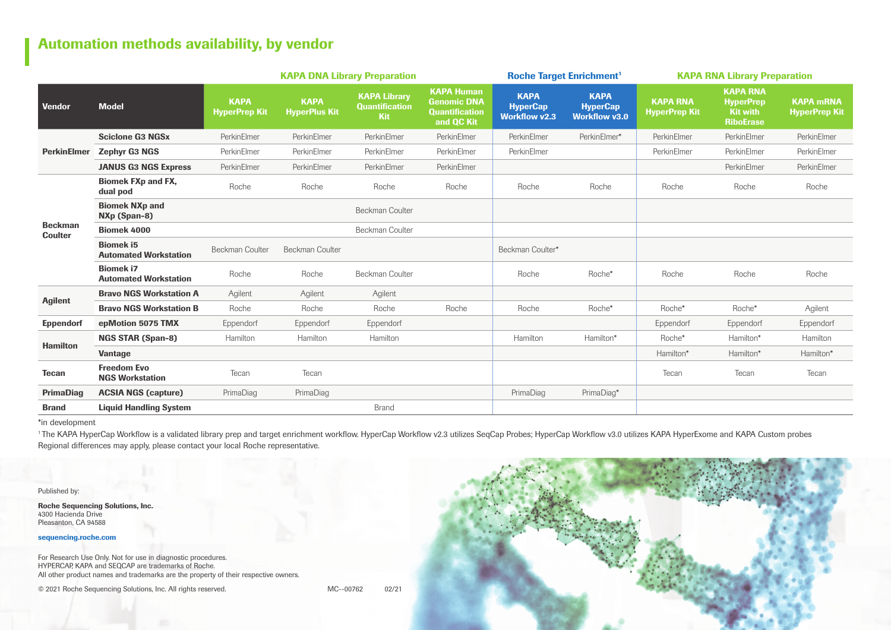## Automation methods availability, by vendor

| Vendor | Model | KAPA DNA Library Preparation | | | | Roche Target Enrichment[1] | | KAPA RNA Library Preparation | | |
|---|---|---|---|---|---|---|---|---|---|---|
| | | KAPA HyperPrep Kit | KAPA HyperPlus Kit | KAPA Library Quantification Kit | KAPA Human Genomic DNA Quantification and QC Kit | KAPA HyperCap Workflow v2.3 | KAPA HyperCap Workflow v3.0 | KAPA RNA HyperPrep Kit | KAPA RNA HyperPrep Kit with RiboErase | KAPA mRNA HyperPrep Kit |
| PerkinElmer | Sciclone G3 NGSx | PerkinElmer | PerkinElmer | PerkinElmer | PerkinElmer | PerkinElmer | PerkinElmer* | PerkinElmer | PerkinElmer | PerkinElmer |
| | Zephyr G3 NGS | PerkinElmer | PerkinElmer | PerkinElmer | PerkinElmer | PerkinElmer | | PerkinElmer | PerkinElmer | PerkinElmer |
| | JANUS G3 NGS Express | PerkinElmer | PerkinElmer | PerkinElmer | PerkinElmer | | | | PerkinElmer | PerkinElmer |
| Beckman Coulter | Biomek FXp and FX, dual pod | Roche | Roche | Roche | Roche | Roche | Roche | Roche | Roche | Roche |
| | Biomek NXp and NXp (Span-8) | | | Beckman Coulter | | | | | | |
| | Biomek 4000 | | | Beckman Coulter | | | | | | |
| | Biomek i5 Automated Workstation | Beckman Coulter | Beckman Coulter | | | Beckman Coulter* | | | | |
| | Biomek i7 Automated Workstation | Roche | Roche | Beckman Coulter | | Roche | Roche* | Roche | Roche | Roche |
| Agilent | Bravo NGS Workstation A | Agilent | Agilent | Agilent | | | | | | |
| | Bravo NGS Workstation B | Roche | Roche | Roche | Roche | Roche | Roche* | Roche* | Roche* | Agilent |
| Eppendorf | epMotion 5075 TMX | Eppendorf | Eppendorf | Eppendorf | | | | Eppendorf | Eppendorf | Eppendorf |
| Hamilton | NGS STAR (Span-8) | Hamilton | Hamilton | Hamilton | | Hamilton | Hamilton* | Roche* | Hamilton* | Hamilton |
| | Vantage | | | | | | | Hamilton* | Hamilton* | Hamilton* |
| Tecan | Freedom Evo NGS Workstation | Tecan | Tecan | | | | | Tecan | Tecan | Tecan |
| PrimaDiag | ACSIA NGS (capture) | PrimaDiag | PrimaDiag | | | PrimaDiag | PrimaDiag* | | | |
| Brand | Liquid Handling System | | | Brand | | | | | | |

*in development

[1] The KAPA HyperCap Workflow is a validated library prep and target enrichment workflow. HyperCap Workflow v2.3 utilizes SeqCap Probes; HyperCap Workflow v3.0 utilizes KAPA HyperExome and KAPA Custom probes

Regional differences may apply, please contact your local Roche representative.

Published by:

**Roche Sequencing Solutions, Inc.**
4300 Hacienda Drive
Pleasanton, CA 94588

sequencing.roche.com

For Research Use Only. Not for use in diagnostic procedures.
HYPERCAP, KAPA and SEQCAP are trademarks of Roche.
All other product names and trademarks are the property of their respective owners.

© 2021 Roche Sequencing Solutions, Inc. All rights reserved.

MC--00762 02/21